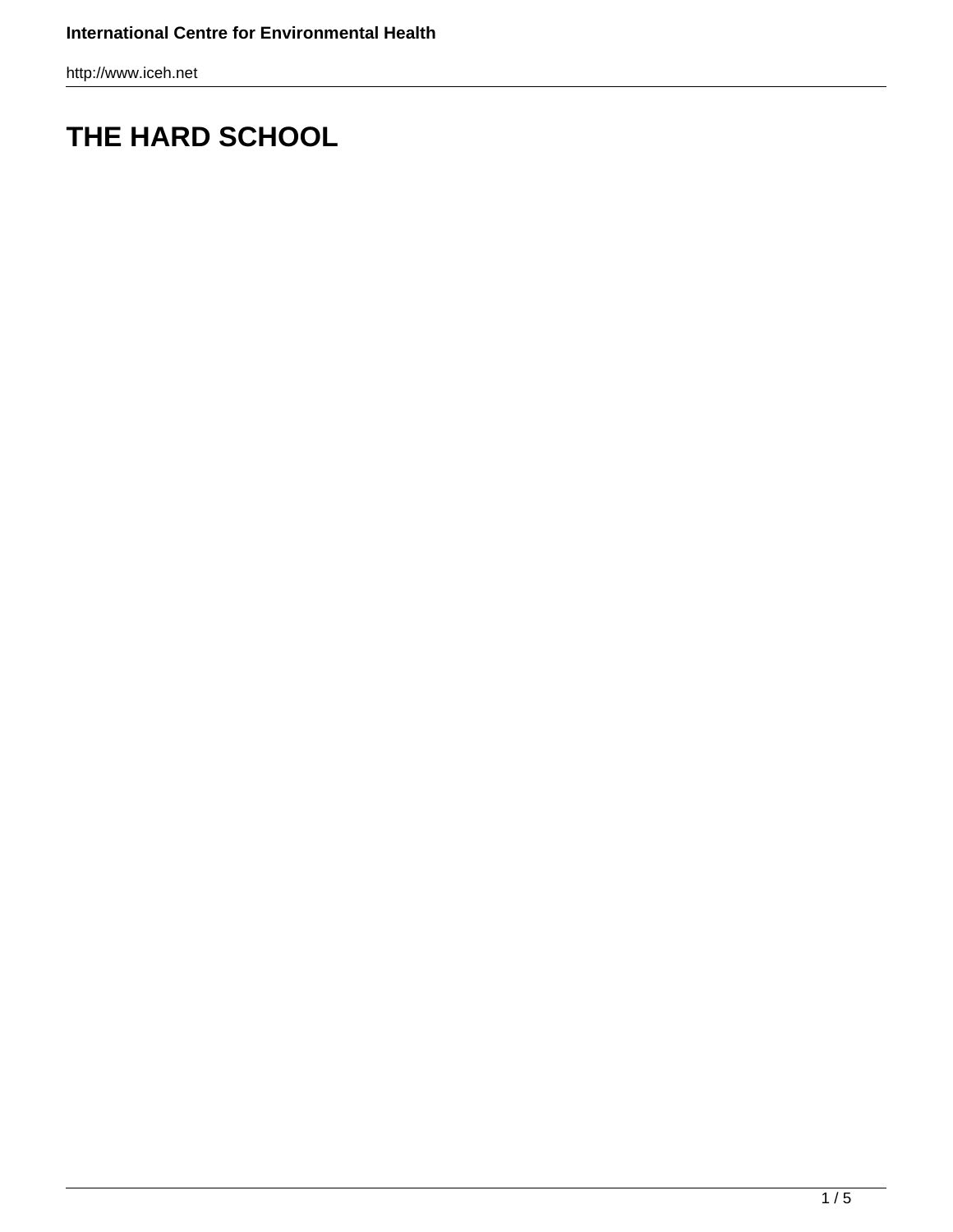# THE HARD SCHOOL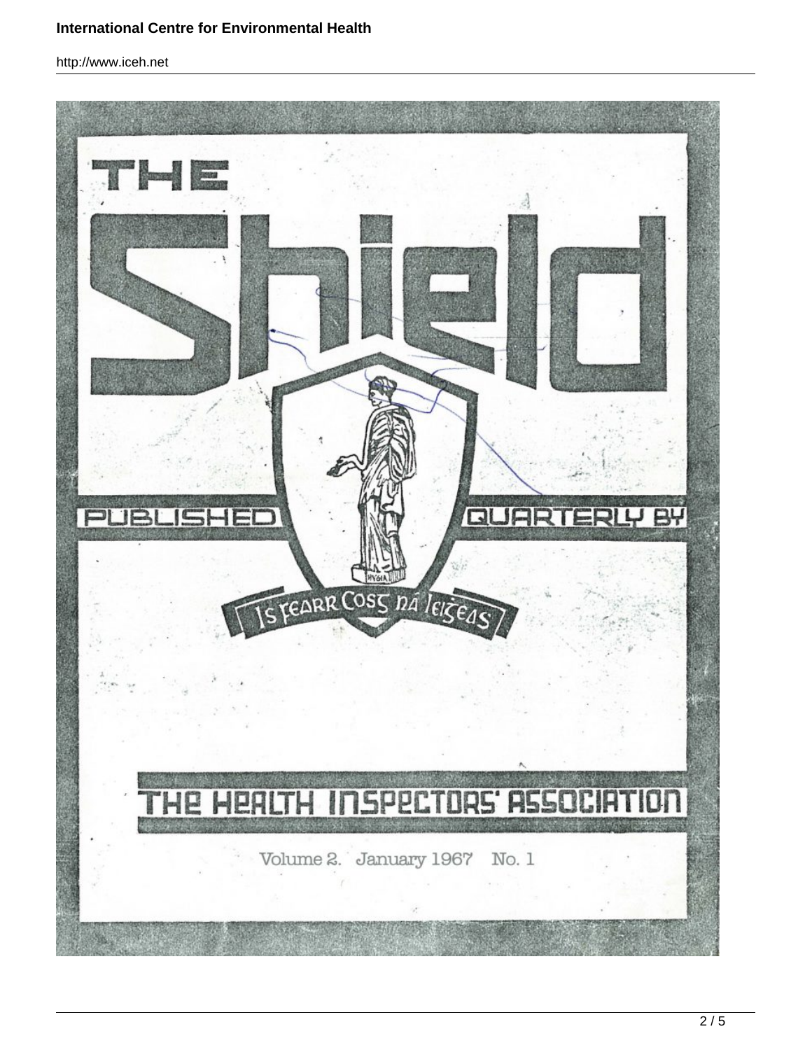# THE Shield

PUBLISHED QUARTERLY BY

Is fearr Cosc ná leigheas

THE HEALTH INSPECTORS' ASSOCIATION

Volume 2. January 1967 No. 1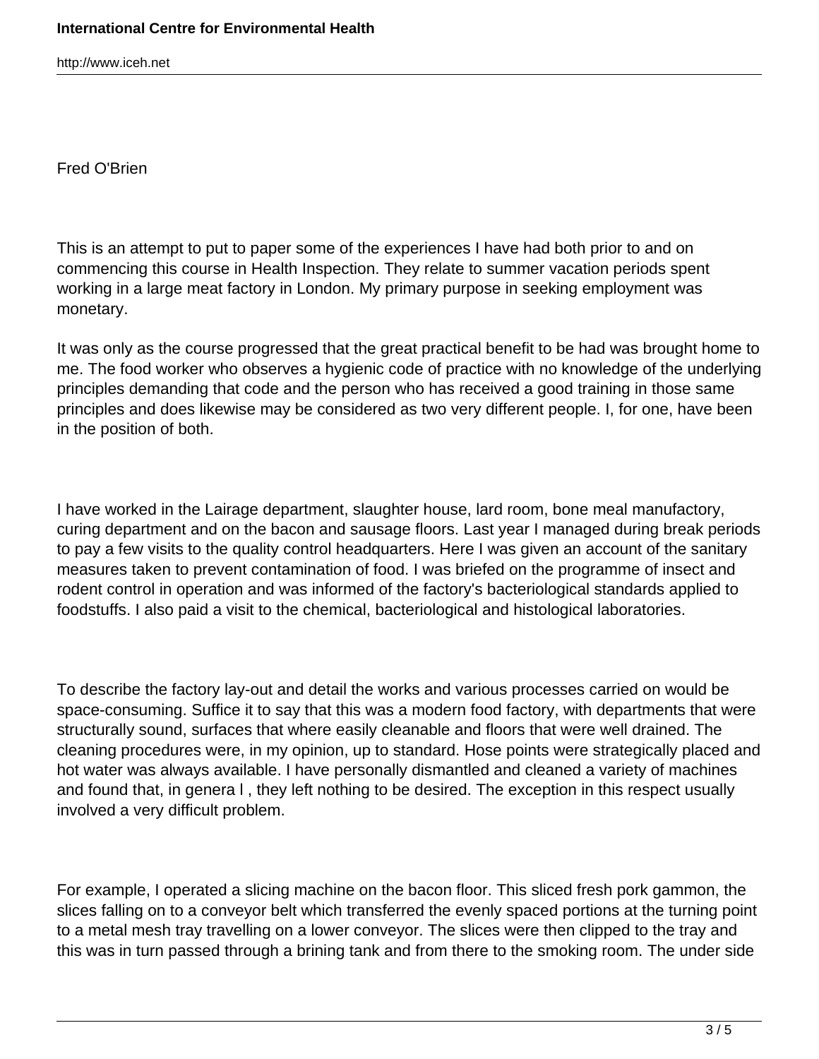Fred O'Brien

This is an attempt to put to paper some of the experiences I have had both prior to and on commencing this course in Health Inspection. They relate to summer vacation periods spent working in a large meat factory in London. My primary purpose in seeking employment was monetary.

It was only as the course progressed that the great practical benefit to be had was brought home to me. The food worker who observes a hygienic code of practice with no knowledge of the underlying principles demanding that code and the person who has received a good training in those same principles and does likewise may be considered as two very different people. I, for one, have been in the position of both.

I have worked in the Lairage department, slaughter house, lard room, bone meal manufactory, curing department and on the bacon and sausage floors. Last year I managed during break periods to pay a few visits to the quality control headquarters. Here I was given an account of the sanitary measures taken to prevent contamination of food. I was briefed on the programme of insect and rodent control in operation and was informed of the factory's bacteriological standards applied to foodstuffs. I also paid a visit to the chemical, bacteriological and histological laboratories.

To describe the factory lay-out and detail the works and various processes carried on would be space-consuming. Suffice it to say that this was a modern food factory, with departments that were structurally sound, surfaces that where easily cleanable and floors that were well drained. The cleaning procedures were, in my opinion, up to standard. Hose points were strategically placed and hot water was always available. I have personally dismantled and cleaned a variety of machines and found that, in genera l , they left nothing to be desired. The exception in this respect usually involved a very difficult problem.

For example, I operated a slicing machine on the bacon floor. This sliced fresh pork gammon, the slices falling on to a conveyor belt which transferred the evenly spaced portions at the turning point to a metal mesh tray travelling on a lower conveyor. The slices were then clipped to the tray and this was in turn passed through a brining tank and from there to the smoking room. The under side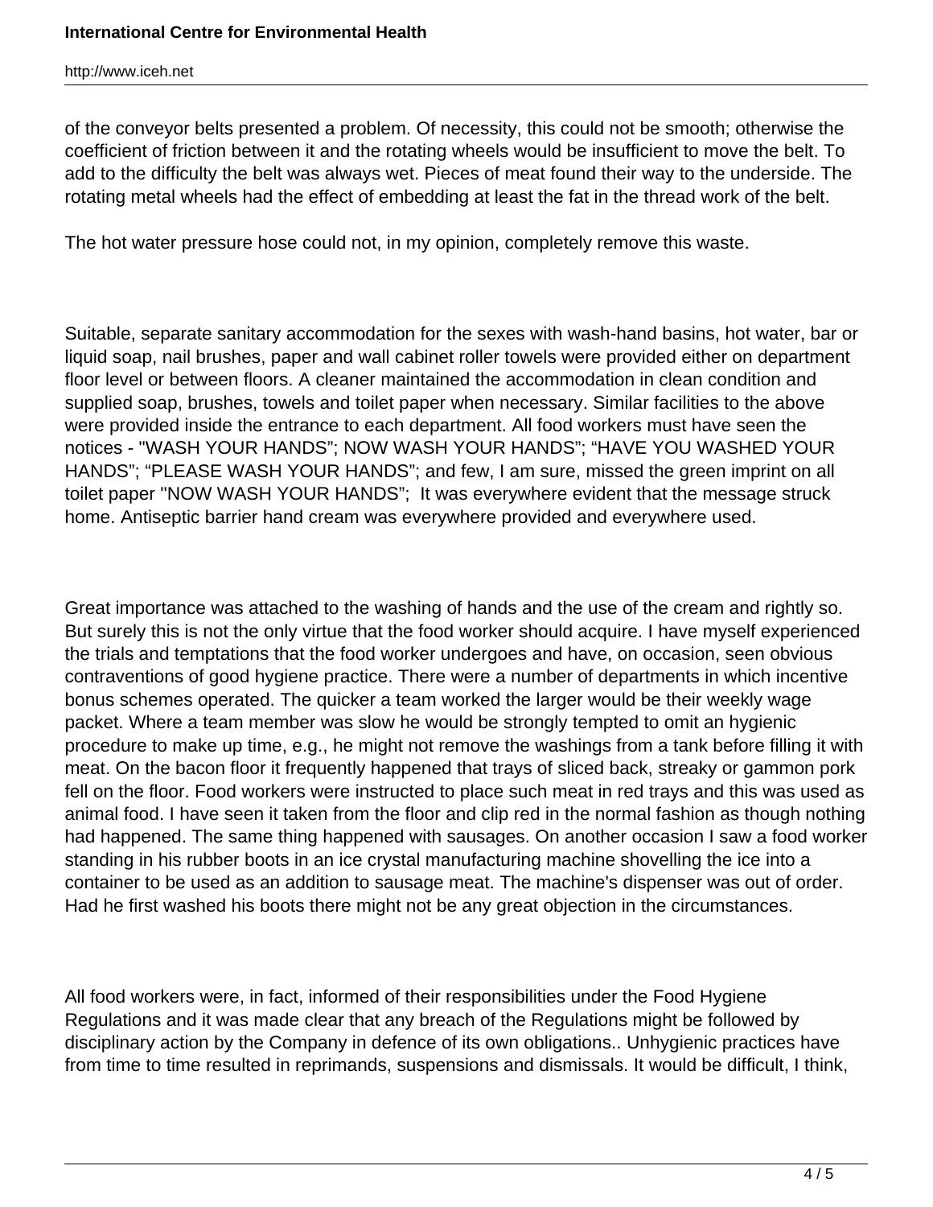of the conveyor belts presented a problem. Of necessity, this could not be smooth; otherwise the coefficient of friction between it and the rotating wheels would be insufficient to move the belt. To add to the difficulty the belt was always wet. Pieces of meat found their way to the underside. The rotating metal wheels had the effect of embedding at least the fat in the thread work of the belt.

The hot water pressure hose could not, in my opinion, completely remove this waste.

Suitable, separate sanitary accommodation for the sexes with wash-hand basins, hot water, bar or liquid soap, nail brushes, paper and wall cabinet roller towels were provided either on department floor level or between floors. A cleaner maintained the accommodation in clean condition and supplied soap, brushes, towels and toilet paper when necessary. Similar facilities to the above were provided inside the entrance to each department. All food workers must have seen the notices - "WASH YOUR HANDS"; NOW WASH YOUR HANDS"; "HAVE YOU WASHED YOUR HANDS"; "PLEASE WASH YOUR HANDS"; and few, I am sure, missed the green imprint on all toilet paper "NOW WASH YOUR HANDS"; It was everywhere evident that the message struck home. Antiseptic barrier hand cream was everywhere provided and everywhere used.

Great importance was attached to the washing of hands and the use of the cream and rightly so. But surely this is not the only virtue that the food worker should acquire. I have myself experienced the trials and temptations that the food worker undergoes and have, on occasion, seen obvious contraventions of good hygiene practice. There were a number of departments in which incentive bonus schemes operated. The quicker a team worked the larger would be their weekly wage packet. Where a team member was slow he would be strongly tempted to omit an hygienic procedure to make up time, e.g., he might not remove the washings from a tank before filling it with meat. On the bacon floor it frequently happened that trays of sliced back, streaky or gammon pork fell on the floor. Food workers were instructed to place such meat in red trays and this was used as animal food. I have seen it taken from the floor and clip red in the normal fashion as though nothing had happened. The same thing happened with sausages. On another occasion I saw a food worker standing in his rubber boots in an ice crystal manufacturing machine shovelling the ice into a container to be used as an addition to sausage meat. The machine's dispenser was out of order. Had he first washed his boots there might not be any great objection in the circumstances.

All food workers were, in fact, informed of their responsibilities under the Food Hygiene Regulations and it was made clear that any breach of the Regulations might be followed by disciplinary action by the Company in defence of its own obligations.. Unhygienic practices have from time to time resulted in reprimands, suspensions and dismissals. It would be difficult, I think,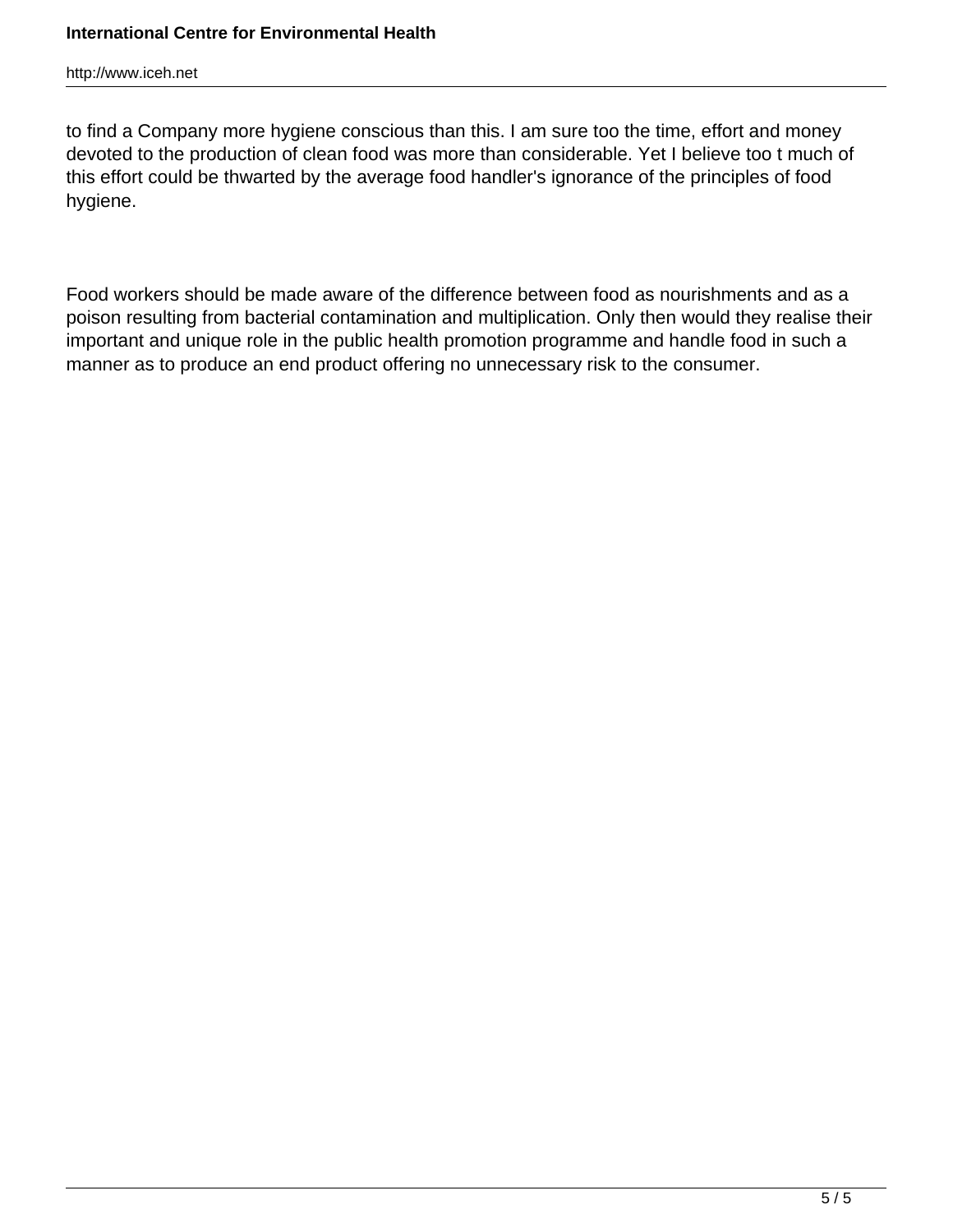to find a Company more hygiene conscious than this. I am sure too the time, effort and money devoted to the production of clean food was more than considerable. Yet I believe too t much of this effort could be thwarted by the average food handler's ignorance of the principles of food hygiene.

Food workers should be made aware of the difference between food as nourishments and as a poison resulting from bacterial contamination and multiplication. Only then would they realise their important and unique role in the public health promotion programme and handle food in such a manner as to produce an end product offering no unnecessary risk to the consumer.